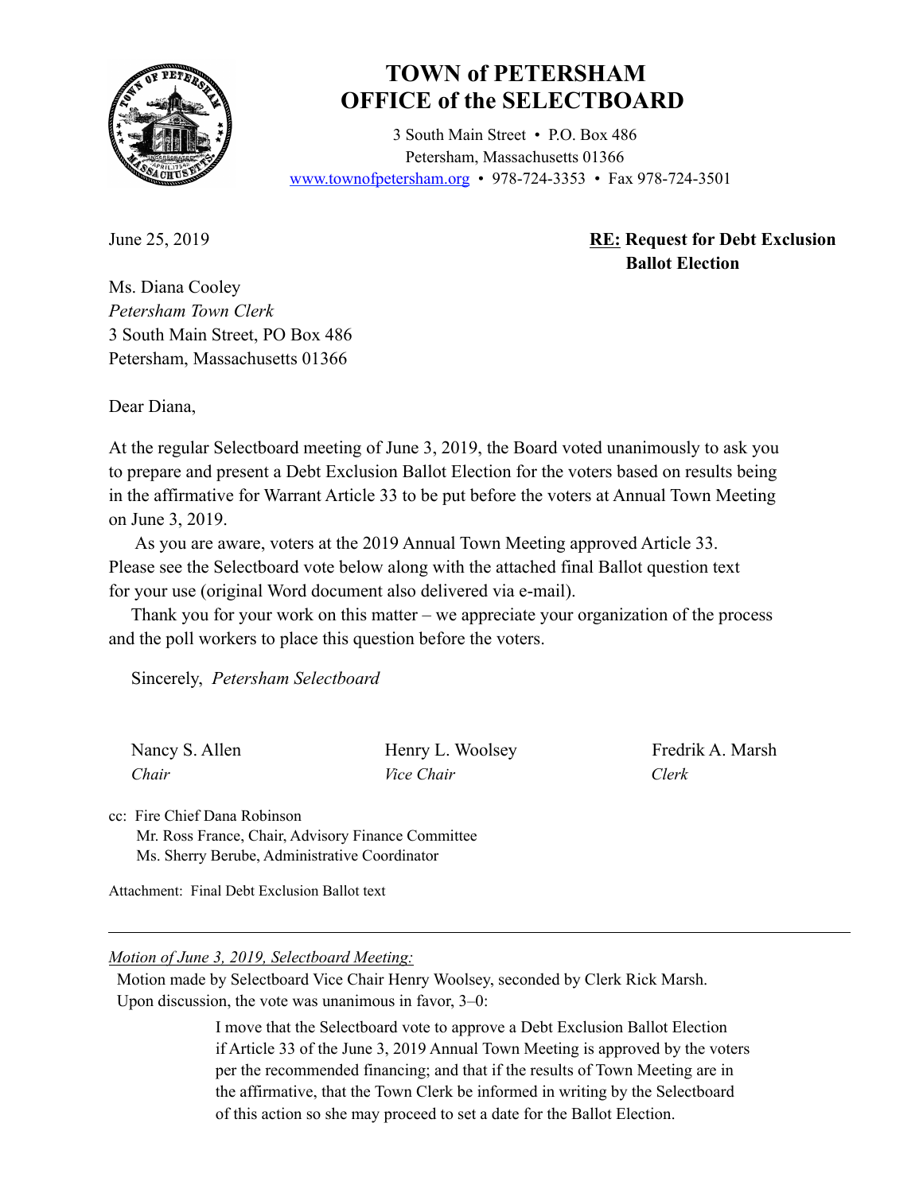# TOWN of PETERSHAM
# OFFICE of the SELECTBOARD

3 South Main Street • P.O. Box 486
Petersham, Massachusetts 01366
www.townofpetersham.org • 978-724-3353 • Fax 978-724-3501

June 25, 2019

**RE: Request for Debt Exclusion Ballot Election**

Ms. Diana Cooley
*Petersham Town Clerk*
3 South Main Street, PO Box 486
Petersham, Massachusetts 01366

Dear Diana,

At the regular Selectboard meeting of June 3, 2019, the Board voted unanimously to ask you to prepare and present a Debt Exclusion Ballot Election for the voters based on results being in the affirmative for Warrant Article 33 to be put before the voters at Annual Town Meeting on June 3, 2019.

As you are aware, voters at the 2019 Annual Town Meeting approved Article 33. Please see the Selectboard vote below along with the attached final Ballot question text for your use (original Word document also delivered via e-mail).

Thank you for your work on this matter – we appreciate your organization of the process and the poll workers to place this question before the voters.

Sincerely, *Petersham Selectboard*

| Nancy S. Allen | Henry L. Woolsey | Fredrik A. Marsh |
|---|---|---|
| *Chair* | *Vice Chair* | *Clerk* |

cc: Fire Chief Dana Robinson
Mr. Ross France, Chair, Advisory Finance Committee
Ms. Sherry Berube, Administrative Coordinator

Attachment: Final Debt Exclusion Ballot text

---

*Motion of June 3, 2019, Selectboard Meeting:*

Motion made by Selectboard Vice Chair Henry Woolsey, seconded by Clerk Rick Marsh. Upon discussion, the vote was unanimous in favor, 3–0:

> I move that the Selectboard vote to approve a Debt Exclusion Ballot Election if Article 33 of the June 3, 2019 Annual Town Meeting is approved by the voters per the recommended financing; and that if the results of Town Meeting are in the affirmative, that the Town Clerk be informed in writing by the Selectboard of this action so she may proceed to set a date for the Ballot Election.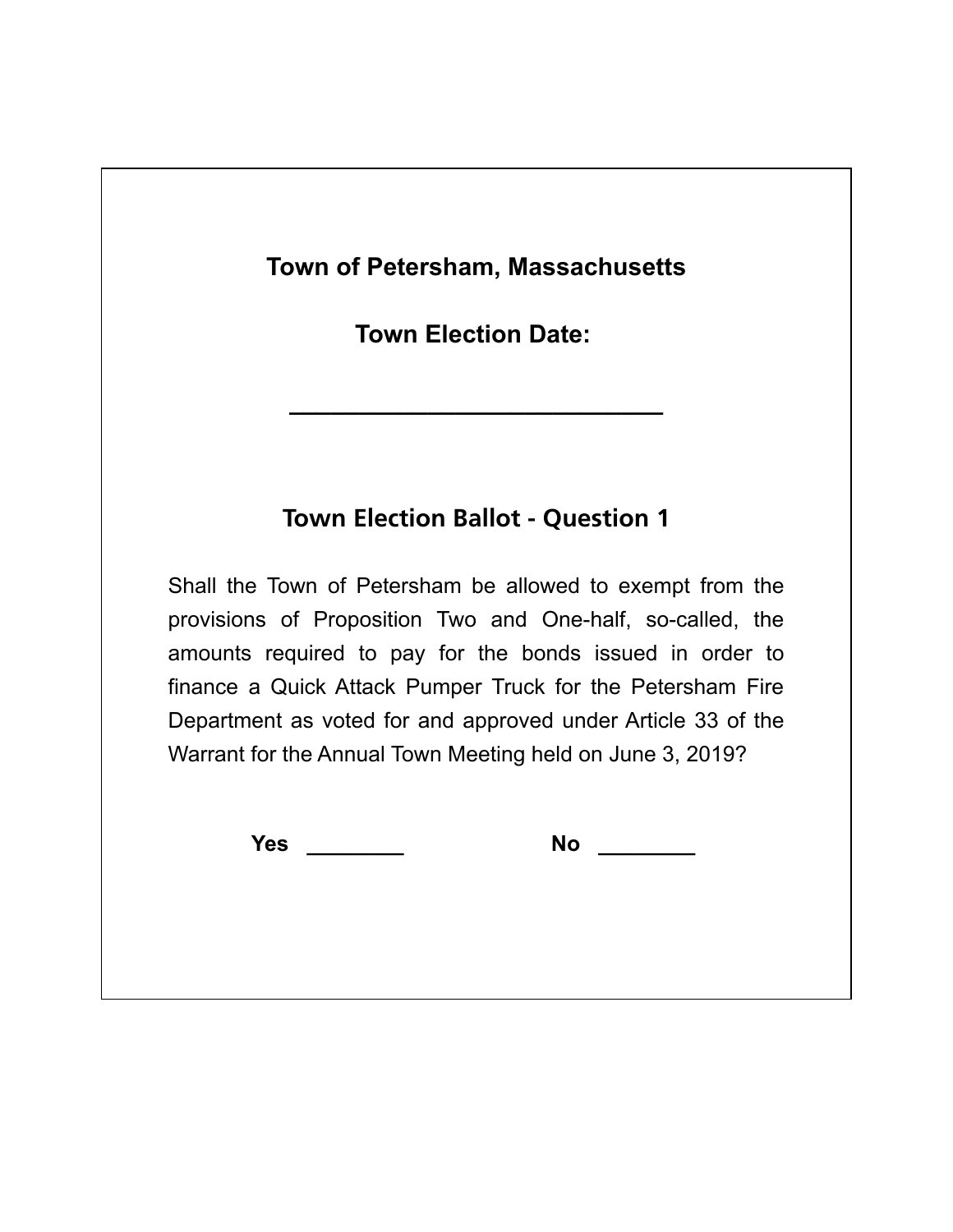## Town of Petersham, Massachusetts

## Town Election Date:

______________________________

## Town Election Ballot - Question 1

Shall the Town of Petersham be allowed to exempt from the provisions of Proposition Two and One-half, so-called, the amounts required to pay for the bonds issued in order to finance a Quick Attack Pumper Truck for the Petersham Fire Department as voted for and approved under Article 33 of the Warrant for the Annual Town Meeting held on June 3, 2019?

**Yes** ________ **No** ________